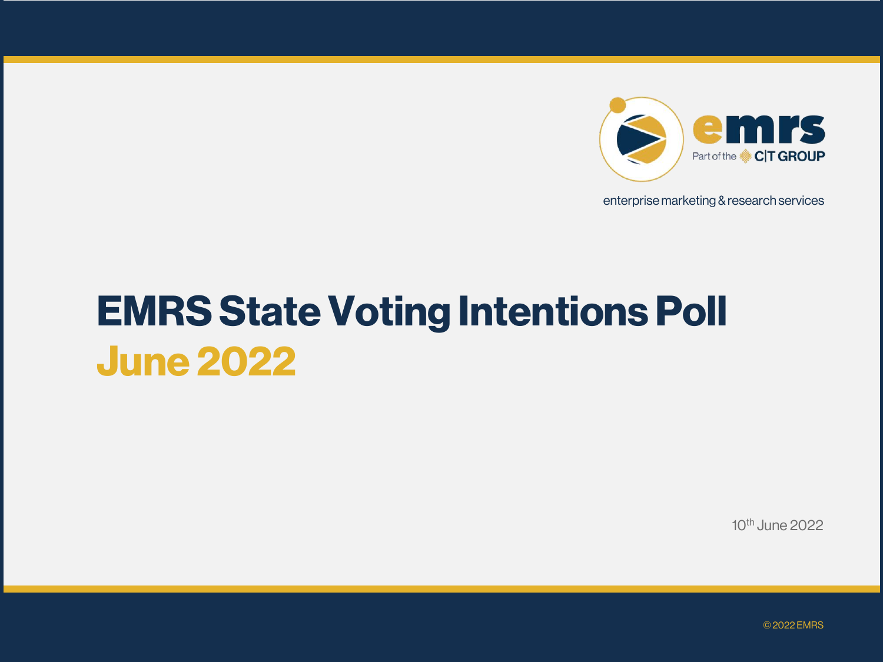emrs

Part of the C|T GROUP

enterprise marketing & research services

# EMRS State Voting Intentions Poll

## June 2022

10th June 2022

© 2022 EMRS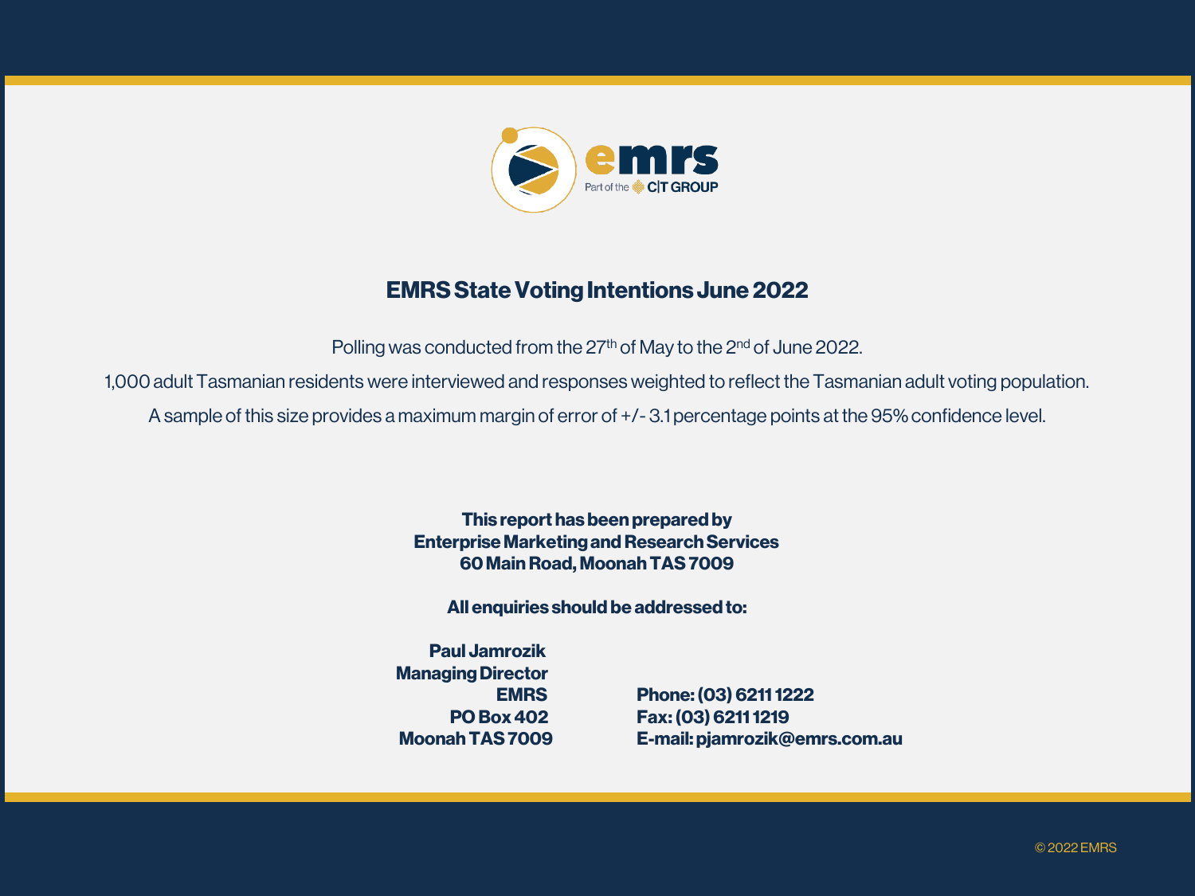# EMRS State Voting Intentions June 2022

Polling was conducted from the 27th of May to the 2nd of June 2022.

1,000 adult Tasmanian residents were interviewed and responses weighted to reflect the Tasmanian adult voting population.

A sample of this size provides a maximum margin of error of +/- 3.1 percentage points at the 95% confidence level.

**This report has been prepared by**
**Enterprise Marketing and Research Services**
**60 Main Road, Moonah TAS 7009**

**All enquiries should be addressed to:**

**Paul Jamrozik**
**Managing Director**
**EMRS**
**PO Box 402**
**Moonah TAS 7009**

**Phone: (03) 6211 1222**
**Fax: (03) 6211 1219**
**E-mail: pjamrozik@emrs.com.au**

© 2022 EMRS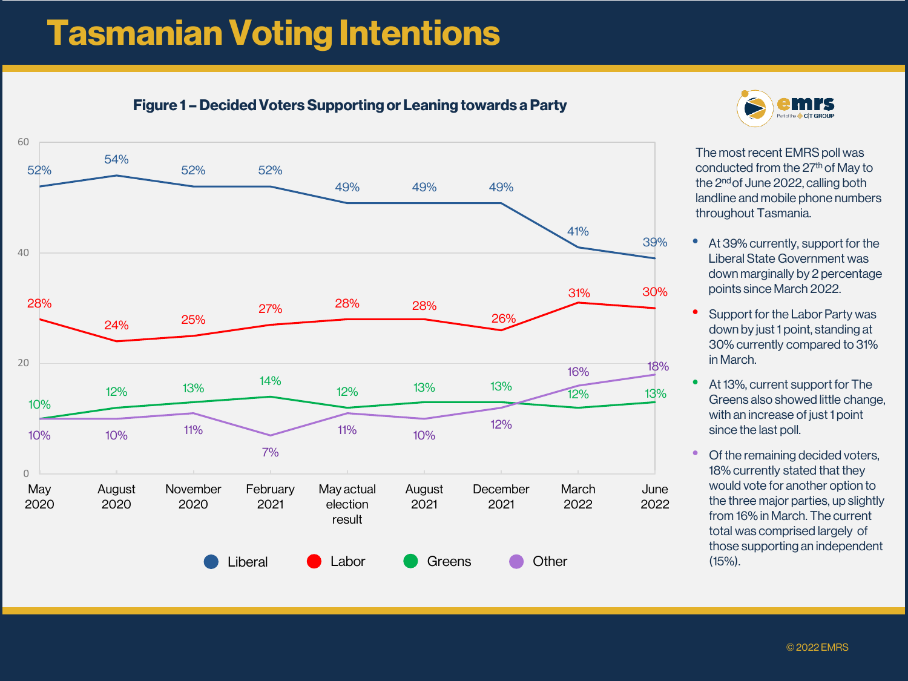# Tasmanian Voting Intentions

**Figure 1 – Decided Voters Supporting or Leaning towards a Party**

| | May 2020 | August 2020 | November 2020 | February 2021 | May actual election result | August 2021 | December 2021 | March 2022 | June 2022 |
|---|---|---|---|---|---|---|---|---|---|
| Liberal | 52% | 54% | 52% | 52% | 49% | 49% | 49% | 41% | 39% |
| Labor | 28% | 24% | 25% | 27% | 28% | 28% | 26% | 31% | 30% |
| Greens | 10% | 12% | 13% | 14% | 12% | 13% | 13% | 12% | 13% |
| Other | 10% | 10% | 11% | 7% | 11% | 10% | 12% | 16% | 18% |

emrs Part of the CIT GROUP

The most recent EMRS poll was conducted from the 27th of May to the 2nd of June 2022, calling both landline and mobile phone numbers throughout Tasmania.

- At 39% currently, support for the Liberal State Government was down marginally by 2 percentage points since March 2022.
- Support for the Labor Party was down by just 1 point, standing at 30% currently compared to 31% in March.
- At 13%, current support for The Greens also showed little change, with an increase of just 1 point since the last poll.
- Of the remaining decided voters, 18% currently stated that they would vote for another option to the three major parties, up slightly from 16% in March. The current total was comprised largely of those supporting an independent (15%).

© 2022 EMRS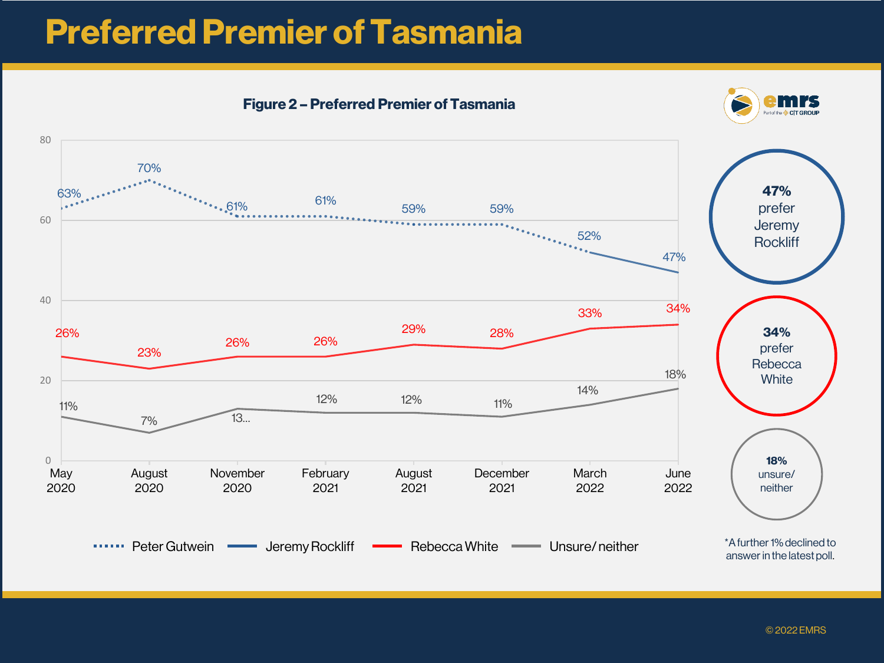# Preferred Premier of Tasmania

Figure 2 – Preferred Premier of Tasmania

emrs
Part of the CIT GROUP

80
60
40
20
0

63%
70%
61%
61%
59%
59%
52%
47%

26%
23%
26%
26%
29%
28%
33%
34%

11%
7%
13...
12%
12%
11%
14%
18%

May 2020
August 2020
November 2020
February 2021
August 2021
December 2021
March 2022
June 2022

Peter Gutwein
Jeremy Rockliff
Rebecca White
Unsure/ neither

**47%** prefer Jeremy Rockliff

**34%** prefer Rebecca White

**18%** unsure/ neither

*A further 1% declined to answer in the latest poll.

© 2022 EMRS